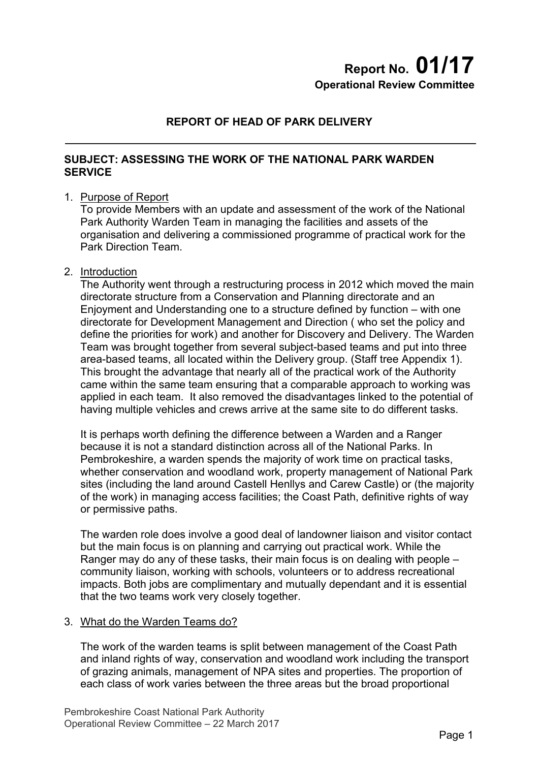**Report No. 01/17**
**Operational Review Committee**

## REPORT OF HEAD OF PARK DELIVERY

**SUBJECT: ASSESSING THE WORK OF THE NATIONAL PARK WARDEN SERVICE**

1. Purpose of Report
   To provide Members with an update and assessment of the work of the National Park Authority Warden Team in managing the facilities and assets of the organisation and delivering a commissioned programme of practical work for the Park Direction Team.

2. Introduction
   The Authority went through a restructuring process in 2012 which moved the main directorate structure from a Conservation and Planning directorate and an Enjoyment and Understanding one to a structure defined by function – with one directorate for Development Management and Direction ( who set the policy and define the priorities for work) and another for Discovery and Delivery. The Warden Team was brought together from several subject-based teams and put into three area-based teams, all located within the Delivery group. (Staff tree Appendix 1). This brought the advantage that nearly all of the practical work of the Authority came within the same team ensuring that a comparable approach to working was applied in each team. It also removed the disadvantages linked to the potential of having multiple vehicles and crews arrive at the same site to do different tasks.

   It is perhaps worth defining the difference between a Warden and a Ranger because it is not a standard distinction across all of the National Parks. In Pembrokeshire, a warden spends the majority of work time on practical tasks, whether conservation and woodland work, property management of National Park sites (including the land around Castell Henllys and Carew Castle) or (the majority of the work) in managing access facilities; the Coast Path, definitive rights of way or permissive paths.

   The warden role does involve a good deal of landowner liaison and visitor contact but the main focus is on planning and carrying out practical work. While the Ranger may do any of these tasks, their main focus is on dealing with people – community liaison, working with schools, volunteers or to address recreational impacts. Both jobs are complimentary and mutually dependant and it is essential that the two teams work very closely together.

3. What do the Warden Teams do?

   The work of the warden teams is split between management of the Coast Path and inland rights of way, conservation and woodland work including the transport of grazing animals, management of NPA sites and properties. The proportion of each class of work varies between the three areas but the broad proportional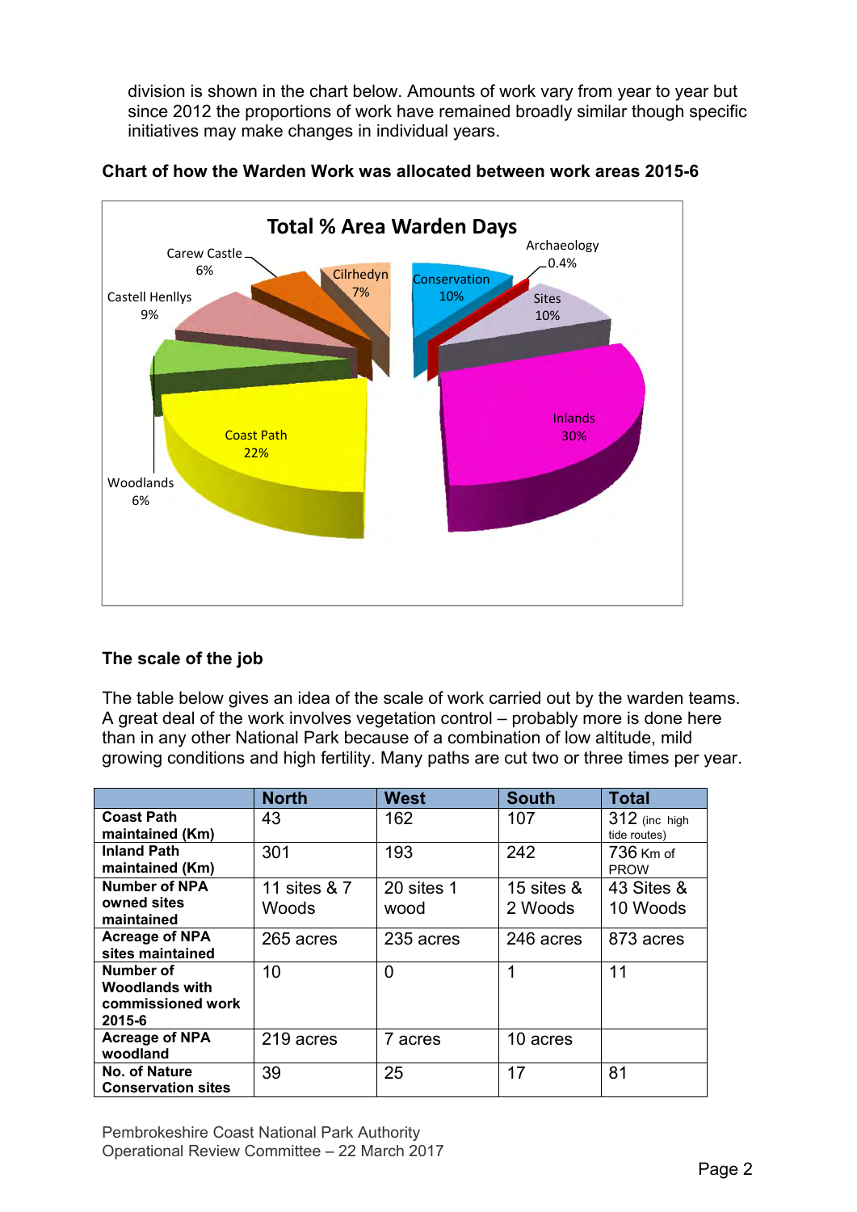division is shown in the chart below. Amounts of work vary from year to year but since 2012 the proportions of work have remained broadly similar though specific initiatives may make changes in individual years.

**Chart of how the Warden Work was allocated between work areas 2015-6**

Total % Area Warden Days

Carew Castle 6%
Cilrhedyn 7%
Conservation 10%
Archaeology 0.4%
Sites 10%
Castell Henllys 9%
Inlands 30%
Coast Path 22%
Woodlands 6%

## The scale of the job

The table below gives an idea of the scale of work carried out by the warden teams. A great deal of the work involves vegetation control – probably more is done here than in any other National Park because of a combination of low altitude, mild growing conditions and high fertility. Many paths are cut two or three times per year.

| | North | West | South | Total |
|---|---|---|---|---|
| **Coast Path maintained (Km)** | 43 | 162 | 107 | 312 (inc high tide routes) |
| **Inland Path maintained (Km)** | 301 | 193 | 242 | 736 Km of PROW |
| **Number of NPA owned sites maintained** | 11 sites & 7 Woods | 20 sites 1 wood | 15 sites & 2 Woods | 43 Sites & 10 Woods |
| **Acreage of NPA sites maintained** | 265 acres | 235 acres | 246 acres | 873 acres |
| **Number of Woodlands with commissioned work 2015-6** | 10 | 0 | 1 | 11 |
| **Acreage of NPA woodland** | 219 acres | 7 acres | 10 acres | |
| **No. of Nature Conservation sites** | 39 | 25 | 17 | 81 |

Pembrokeshire Coast National Park Authority
Operational Review Committee – 22 March 2017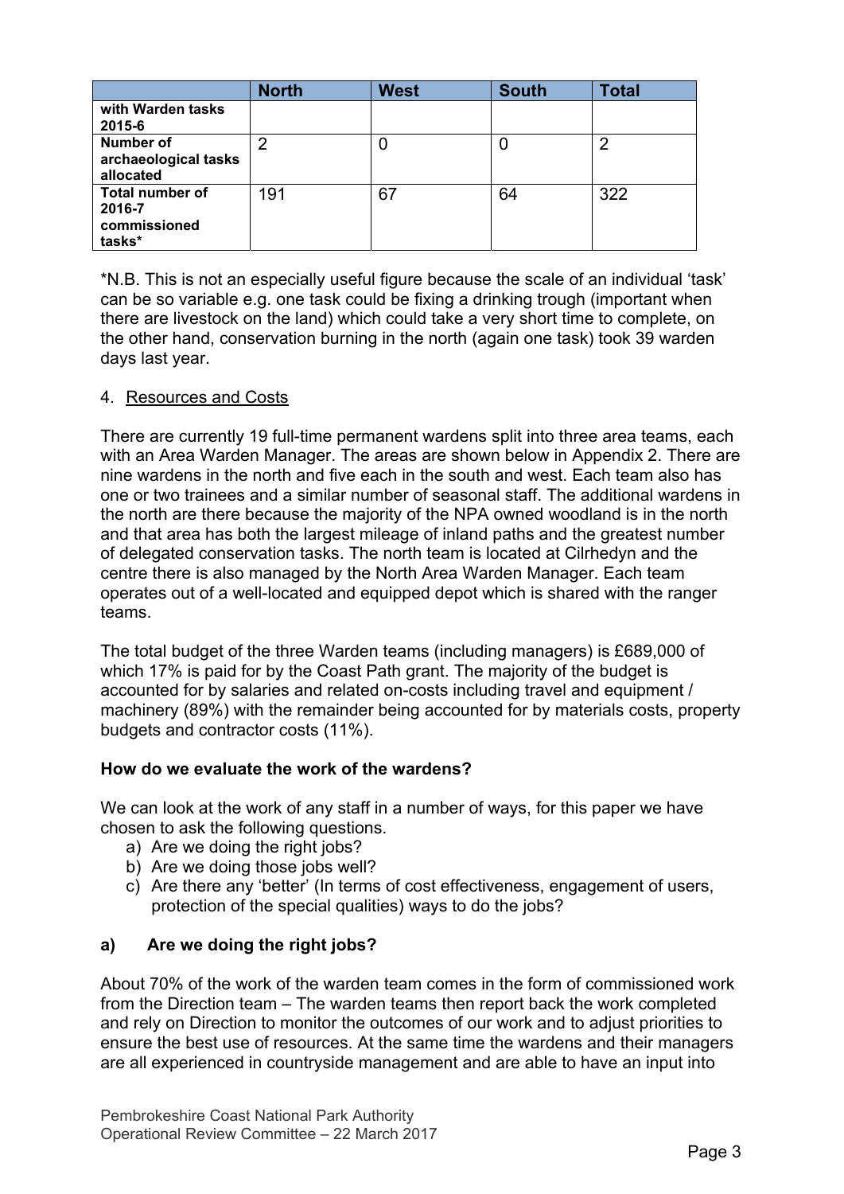| | North | West | South | Total |
|---|---|---|---|---|
| **with Warden tasks 2015-6** | | | | |
| **Number of archaeological tasks allocated** | 2 | 0 | 0 | 2 |
| **Total number of 2016-7 commissioned tasks*** | 191 | 67 | 64 | 322 |

*N.B. This is not an especially useful figure because the scale of an individual 'task' can be so variable e.g. one task could be fixing a drinking trough (important when there are livestock on the land) which could take a very short time to complete, on the other hand, conservation burning in the north (again one task) took 39 warden days last year.

4. Resources and Costs

There are currently 19 full-time permanent wardens split into three area teams, each with an Area Warden Manager. The areas are shown below in Appendix 2. There are nine wardens in the north and five each in the south and west. Each team also has one or two trainees and a similar number of seasonal staff. The additional wardens in the north are there because the majority of the NPA owned woodland is in the north and that area has both the largest mileage of inland paths and the greatest number of delegated conservation tasks. The north team is located at Cilrhedyn and the centre there is also managed by the North Area Warden Manager. Each team operates out of a well-located and equipped depot which is shared with the ranger teams.

The total budget of the three Warden teams (including managers) is £689,000 of which 17% is paid for by the Coast Path grant. The majority of the budget is accounted for by salaries and related on-costs including travel and equipment / machinery (89%) with the remainder being accounted for by materials costs, property budgets and contractor costs (11%).

**How do we evaluate the work of the wardens?**

We can look at the work of any staff in a number of ways, for this paper we have chosen to ask the following questions.

a) Are we doing the right jobs?
b) Are we doing those jobs well?
c) Are there any 'better' (In terms of cost effectiveness, engagement of users, protection of the special qualities) ways to do the jobs?

**a) Are we doing the right jobs?**

About 70% of the work of the warden team comes in the form of commissioned work from the Direction team – The warden teams then report back the work completed and rely on Direction to monitor the outcomes of our work and to adjust priorities to ensure the best use of resources. At the same time the wardens and their managers are all experienced in countryside management and are able to have an input into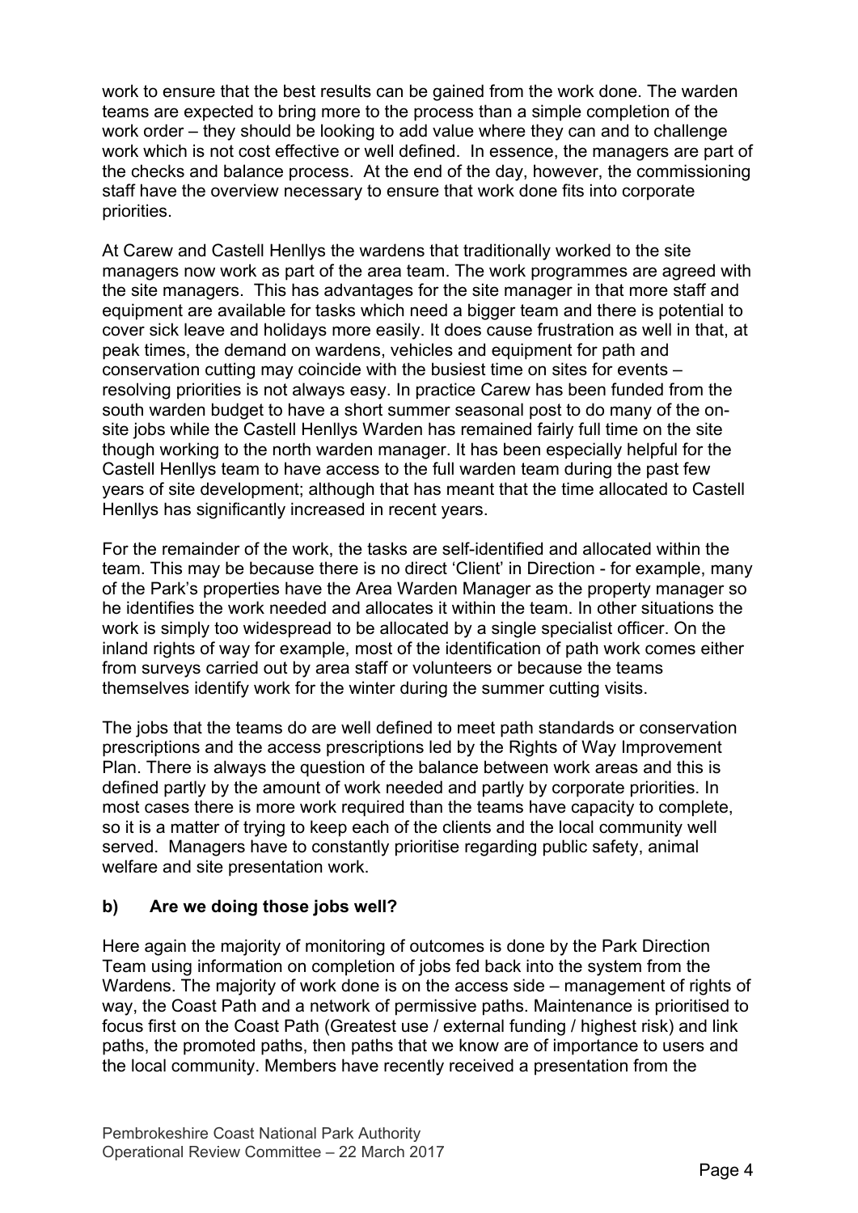work to ensure that the best results can be gained from the work done. The warden teams are expected to bring more to the process than a simple completion of the work order – they should be looking to add value where they can and to challenge work which is not cost effective or well defined. In essence, the managers are part of the checks and balance process. At the end of the day, however, the commissioning staff have the overview necessary to ensure that work done fits into corporate priorities.

At Carew and Castell Henllys the wardens that traditionally worked to the site managers now work as part of the area team. The work programmes are agreed with the site managers. This has advantages for the site manager in that more staff and equipment are available for tasks which need a bigger team and there is potential to cover sick leave and holidays more easily. It does cause frustration as well in that, at peak times, the demand on wardens, vehicles and equipment for path and conservation cutting may coincide with the busiest time on sites for events – resolving priorities is not always easy. In practice Carew has been funded from the south warden budget to have a short summer seasonal post to do many of the on-site jobs while the Castell Henllys Warden has remained fairly full time on the site though working to the north warden manager. It has been especially helpful for the Castell Henllys team to have access to the full warden team during the past few years of site development; although that has meant that the time allocated to Castell Henllys has significantly increased in recent years.

For the remainder of the work, the tasks are self-identified and allocated within the team. This may be because there is no direct 'Client' in Direction - for example, many of the Park's properties have the Area Warden Manager as the property manager so he identifies the work needed and allocates it within the team. In other situations the work is simply too widespread to be allocated by a single specialist officer. On the inland rights of way for example, most of the identification of path work comes either from surveys carried out by area staff or volunteers or because the teams themselves identify work for the winter during the summer cutting visits.

The jobs that the teams do are well defined to meet path standards or conservation prescriptions and the access prescriptions led by the Rights of Way Improvement Plan. There is always the question of the balance between work areas and this is defined partly by the amount of work needed and partly by corporate priorities. In most cases there is more work required than the teams have capacity to complete, so it is a matter of trying to keep each of the clients and the local community well served. Managers have to constantly prioritise regarding public safety, animal welfare and site presentation work.

**b) Are we doing those jobs well?**

Here again the majority of monitoring of outcomes is done by the Park Direction Team using information on completion of jobs fed back into the system from the Wardens. The majority of work done is on the access side – management of rights of way, the Coast Path and a network of permissive paths. Maintenance is prioritised to focus first on the Coast Path (Greatest use / external funding / highest risk) and link paths, the promoted paths, then paths that we know are of importance to users and the local community. Members have recently received a presentation from the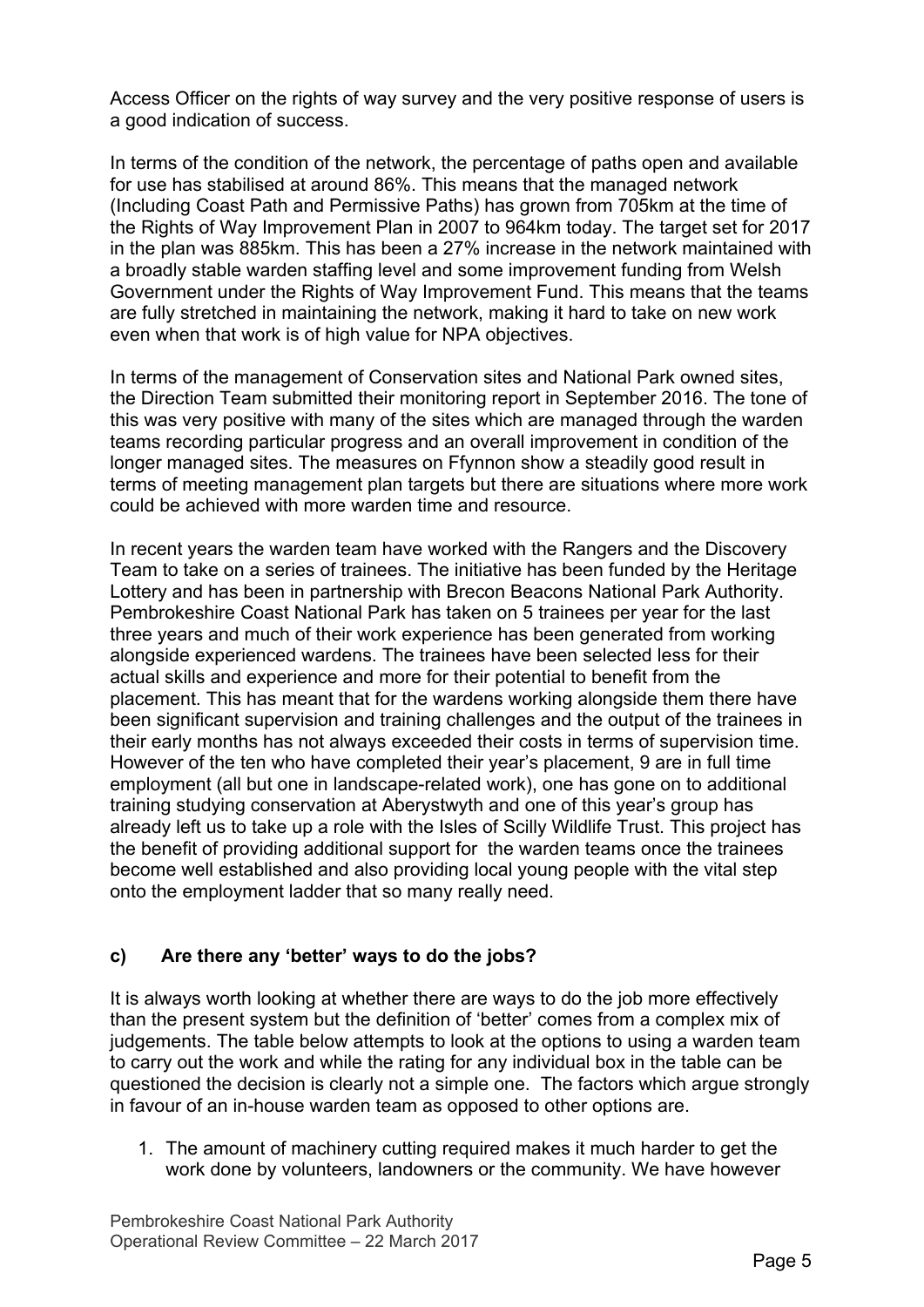Access Officer on the rights of way survey and the very positive response of users is a good indication of success.

In terms of the condition of the network, the percentage of paths open and available for use has stabilised at around 86%. This means that the managed network (Including Coast Path and Permissive Paths) has grown from 705km at the time of the Rights of Way Improvement Plan in 2007 to 964km today. The target set for 2017 in the plan was 885km. This has been a 27% increase in the network maintained with a broadly stable warden staffing level and some improvement funding from Welsh Government under the Rights of Way Improvement Fund. This means that the teams are fully stretched in maintaining the network, making it hard to take on new work even when that work is of high value for NPA objectives.

In terms of the management of Conservation sites and National Park owned sites, the Direction Team submitted their monitoring report in September 2016. The tone of this was very positive with many of the sites which are managed through the warden teams recording particular progress and an overall improvement in condition of the longer managed sites. The measures on Ffynnon show a steadily good result in terms of meeting management plan targets but there are situations where more work could be achieved with more warden time and resource.

In recent years the warden team have worked with the Rangers and the Discovery Team to take on a series of trainees. The initiative has been funded by the Heritage Lottery and has been in partnership with Brecon Beacons National Park Authority. Pembrokeshire Coast National Park has taken on 5 trainees per year for the last three years and much of their work experience has been generated from working alongside experienced wardens. The trainees have been selected less for their actual skills and experience and more for their potential to benefit from the placement. This has meant that for the wardens working alongside them there have been significant supervision and training challenges and the output of the trainees in their early months has not always exceeded their costs in terms of supervision time. However of the ten who have completed their year's placement, 9 are in full time employment (all but one in landscape-related work), one has gone on to additional training studying conservation at Aberystwyth and one of this year's group has already left us to take up a role with the Isles of Scilly Wildlife Trust. This project has the benefit of providing additional support for the warden teams once the trainees become well established and also providing local young people with the vital step onto the employment ladder that so many really need.

### c) Are there any 'better' ways to do the jobs?

It is always worth looking at whether there are ways to do the job more effectively than the present system but the definition of 'better' comes from a complex mix of judgements. The table below attempts to look at the options to using a warden team to carry out the work and while the rating for any individual box in the table can be questioned the decision is clearly not a simple one. The factors which argue strongly in favour of an in-house warden team as opposed to other options are.

1. The amount of machinery cutting required makes it much harder to get the work done by volunteers, landowners or the community. We have however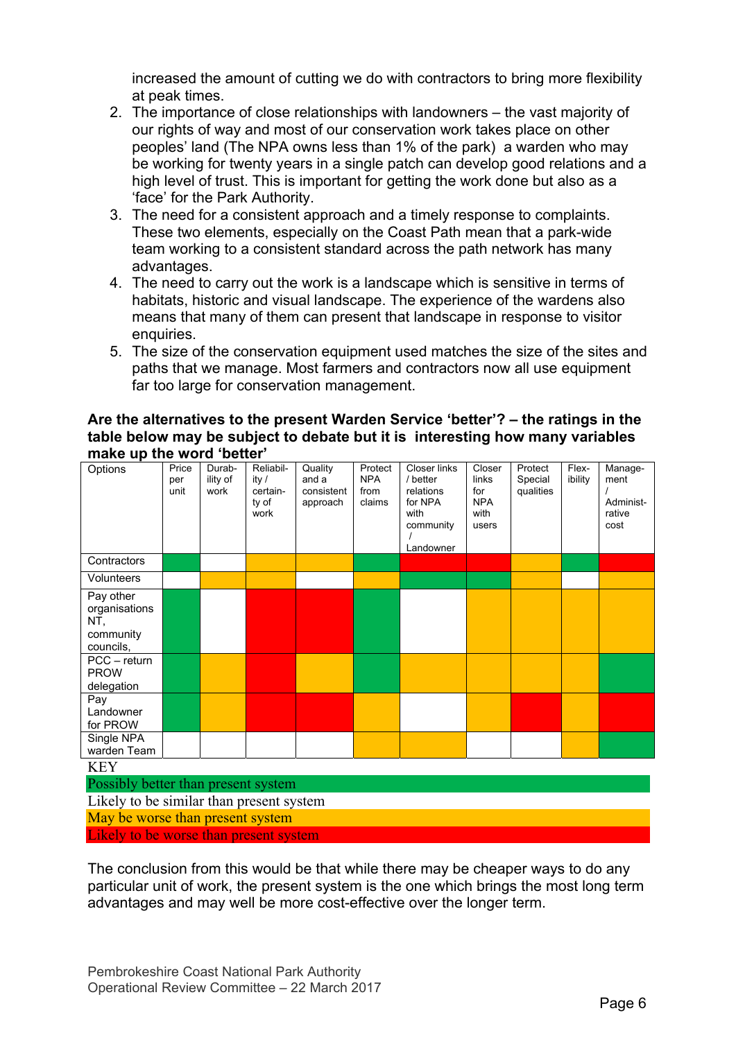increased the amount of cutting we do with contractors to bring more flexibility at peak times.

2. The importance of close relationships with landowners – the vast majority of our rights of way and most of our conservation work takes place on other peoples' land (The NPA owns less than 1% of the park) a warden who may be working for twenty years in a single patch can develop good relations and a high level of trust. This is important for getting the work done but also as a 'face' for the Park Authority.
3. The need for a consistent approach and a timely response to complaints. These two elements, especially on the Coast Path mean that a park-wide team working to a consistent standard across the path network has many advantages.
4. The need to carry out the work is a landscape which is sensitive in terms of habitats, historic and visual landscape. The experience of the wardens also means that many of them can present that landscape in response to visitor enquiries.
5. The size of the conservation equipment used matches the size of the sites and paths that we manage. Most farmers and contractors now all use equipment far too large for conservation management.

**Are the alternatives to the present Warden Service 'better'? – the ratings in the table below may be subject to debate but it is interesting how many variables make up the word 'better'**

| Options | Price per unit | Durab-ility of work | Reliabil-ity / certain-ty of work | Quality and a consistent approach | Protect NPA from claims | Closer links / better relations for NPA with community / Landowner | Closer links for NPA with users | Protect Special qualities | Flex-ibility | Manage-ment / Administ-rative cost |
|---|---|---|---|---|---|---|---|---|---|---|
| Contractors | Green | White | Amber | Amber | Green | Red | Red | Amber | Green | Red |
| Volunteers | White | Amber | Amber | White | Amber | Green | Green | Amber | White | Amber |
| Pay other organisations NT, community councils, | Green | White | Red | Red | Green | White | Amber | Amber | Amber | Amber |
| PCC – return PROW delegation | Green | Amber | Red | Amber | Green | Amber | Amber | Amber | Amber | Green |
| Pay Landowner for PROW | Green | Amber | Red | Red | Amber | White | Amber | Red | Amber | Red |
| Single NPA warden Team | White | White | White | White | Amber | Amber | White | White | Amber | Green |

KEY

- Green: Possibly better than present system
- White: Likely to be similar than present system
- Amber: May be worse than present system
- Red: Likely to be worse than present system

The conclusion from this would be that while there may be cheaper ways to do any particular unit of work, the present system is the one which brings the most long term advantages and may well be more cost-effective over the longer term.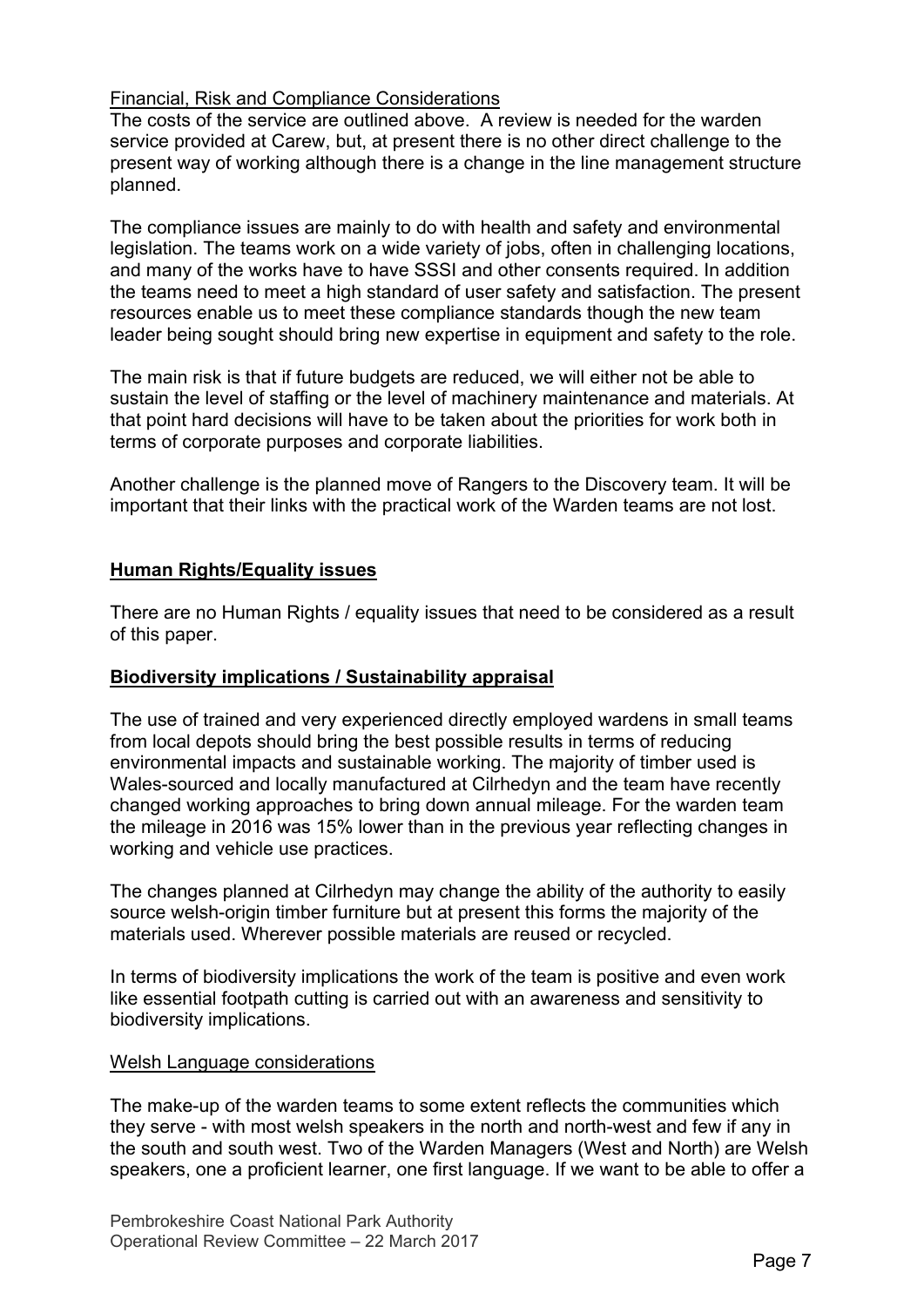Financial, Risk and Compliance Considerations

The costs of the service are outlined above. A review is needed for the warden service provided at Carew, but, at present there is no other direct challenge to the present way of working although there is a change in the line management structure planned.

The compliance issues are mainly to do with health and safety and environmental legislation. The teams work on a wide variety of jobs, often in challenging locations, and many of the works have to have SSSI and other consents required. In addition the teams need to meet a high standard of user safety and satisfaction. The present resources enable us to meet these compliance standards though the new team leader being sought should bring new expertise in equipment and safety to the role.

The main risk is that if future budgets are reduced, we will either not be able to sustain the level of staffing or the level of machinery maintenance and materials. At that point hard decisions will have to be taken about the priorities for work both in terms of corporate purposes and corporate liabilities.

Another challenge is the planned move of Rangers to the Discovery team. It will be important that their links with the practical work of the Warden teams are not lost.

## Human Rights/Equality issues

There are no Human Rights / equality issues that need to be considered as a result of this paper.

## Biodiversity implications / Sustainability appraisal

The use of trained and very experienced directly employed wardens in small teams from local depots should bring the best possible results in terms of reducing environmental impacts and sustainable working. The majority of timber used is Wales-sourced and locally manufactured at Cilrhedyn and the team have recently changed working approaches to bring down annual mileage. For the warden team the mileage in 2016 was 15% lower than in the previous year reflecting changes in working and vehicle use practices.

The changes planned at Cilrhedyn may change the ability of the authority to easily source welsh-origin timber furniture but at present this forms the majority of the materials used. Wherever possible materials are reused or recycled.

In terms of biodiversity implications the work of the team is positive and even work like essential footpath cutting is carried out with an awareness and sensitivity to biodiversity implications.

Welsh Language considerations

The make-up of the warden teams to some extent reflects the communities which they serve - with most welsh speakers in the north and north-west and few if any in the south and south west. Two of the Warden Managers (West and North) are Welsh speakers, one a proficient learner, one first language. If we want to be able to offer a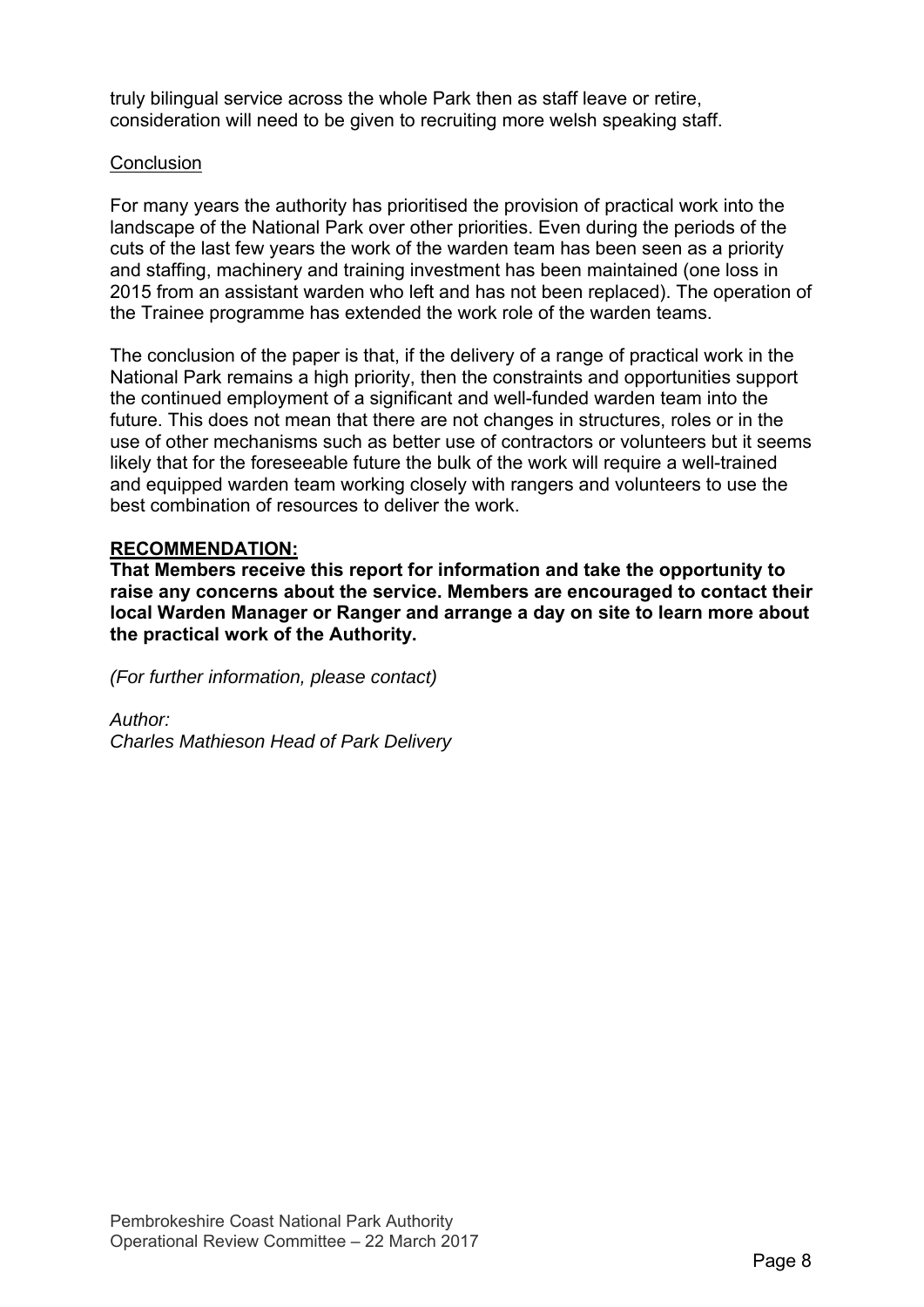truly bilingual service across the whole Park then as staff leave or retire, consideration will need to be given to recruiting more welsh speaking staff.

## Conclusion

For many years the authority has prioritised the provision of practical work into the landscape of the National Park over other priorities. Even during the periods of the cuts of the last few years the work of the warden team has been seen as a priority and staffing, machinery and training investment has been maintained (one loss in 2015 from an assistant warden who left and has not been replaced). The operation of the Trainee programme has extended the work role of the warden teams.

The conclusion of the paper is that, if the delivery of a range of practical work in the National Park remains a high priority, then the constraints and opportunities support the continued employment of a significant and well-funded warden team into the future. This does not mean that there are not changes in structures, roles or in the use of other mechanisms such as better use of contractors or volunteers but it seems likely that for the foreseeable future the bulk of the work will require a well-trained and equipped warden team working closely with rangers and volunteers to use the best combination of resources to deliver the work.

**RECOMMENDATION:**

**That Members receive this report for information and take the opportunity to raise any concerns about the service. Members are encouraged to contact their local Warden Manager or Ranger and arrange a day on site to learn more about the practical work of the Authority.**

*(For further information, please contact)*

*Author:*
*Charles Mathieson Head of Park Delivery*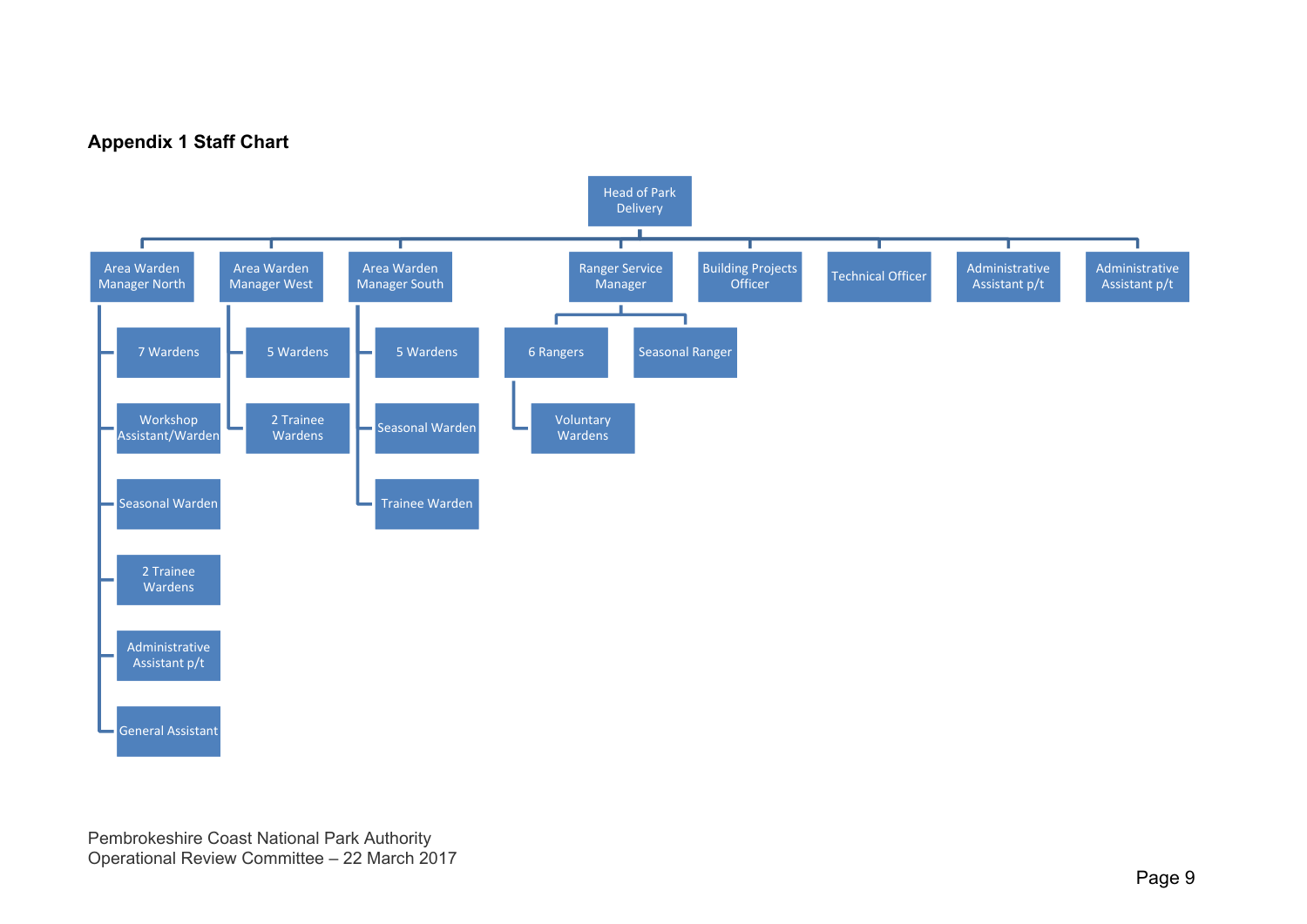## Appendix 1 Staff Chart

- Head of Park Delivery
  - Area Warden Manager North
    - 7 Wardens
    - Workshop Assistant/Warden
    - Seasonal Warden
    - 2 Trainee Wardens
    - Administrative Assistant p/t
    - General Assistant
  - Area Warden Manager West
    - 5 Wardens
    - 2 Trainee Wardens
  - Area Warden Manager South
    - 5 Wardens
    - Seasonal Warden
    - Trainee Warden
  - Ranger Service Manager
    - 6 Rangers
      - Voluntary Wardens
    - Seasonal Ranger
  - Building Projects Officer
  - Technical Officer
  - Administrative Assistant p/t
  - Administrative Assistant p/t

Pembrokeshire Coast National Park Authority
Operational Review Committee – 22 March 2017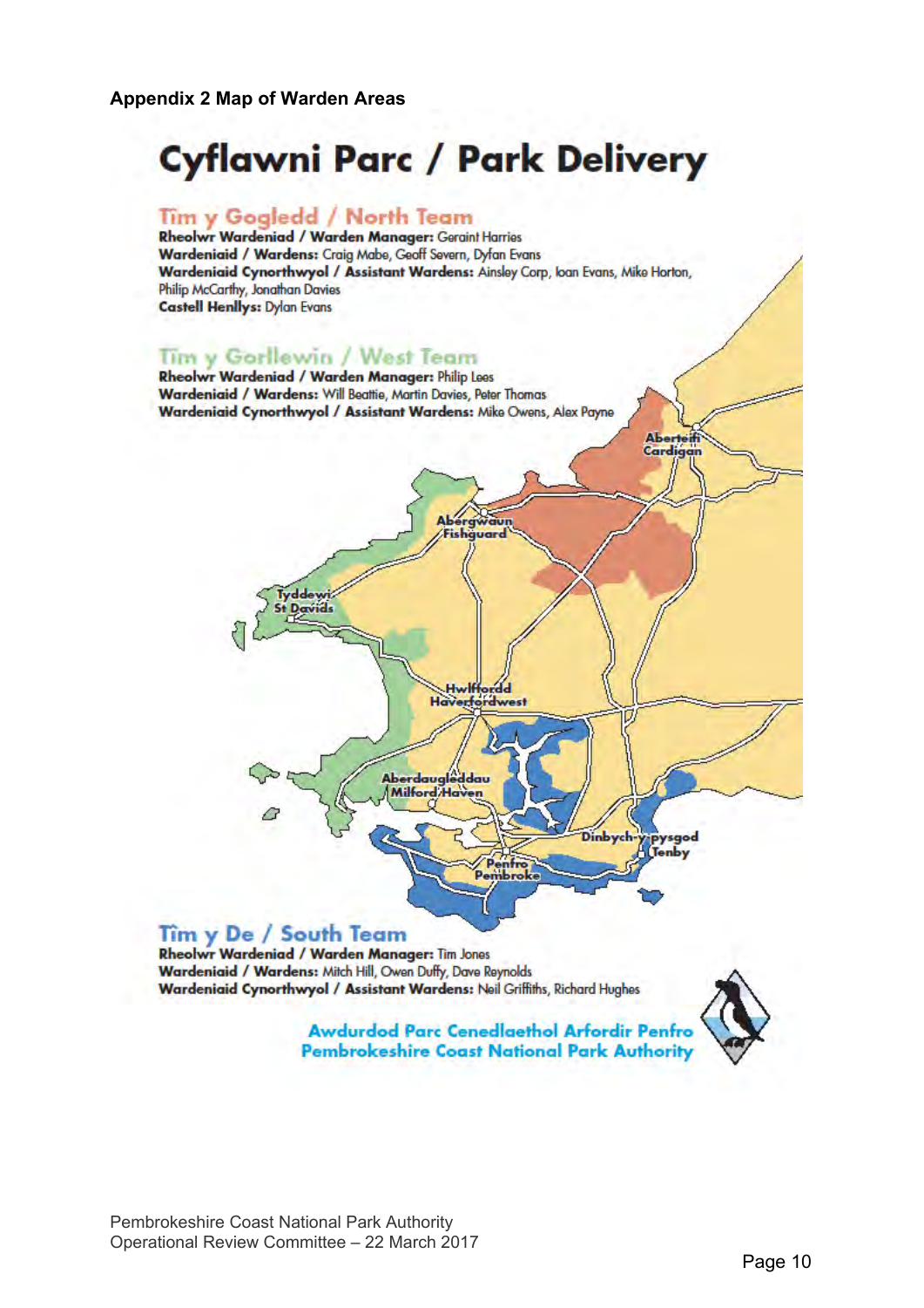**Appendix 2 Map of Warden Areas**

# Cyflawni Parc / Park Delivery

## Tîm y Gogledd / North Team

**Rheolwr Wardeniad / Warden Manager:** Geraint Harries
**Wardeniaid / Wardens:** Craig Mabe, Geoff Severn, Dyfan Evans
**Wardeniaid Cynorthwyol / Assistant Wardens:** Ainsley Corp, Ioan Evans, Mike Horton, Philip McCarthy, Jonathan Davies
**Castell Henllys:** Dylan Evans

## Tîm y Gorllewin / West Team

**Rheolwr Wardeniad / Warden Manager:** Philip Lees
**Wardeniaid / Wardens:** Will Beattie, Martin Davies, Peter Thomas
**Wardeniaid Cynorthwyol / Assistant Wardens:** Mike Owens, Alex Payne

Aberteifi
Cardigan
Abergwaun
Fishguard
Tyddewi
St Davids
Hwlffordd
Haverfordwest
Aberdaugleddau
Milford Haven
Dinbych-y-pysgod
Tenby
Penfro
Pembroke

## Tîm y De / South Team

**Rheolwr Wardeniad / Warden Manager:** Tim Jones
**Wardeniaid / Wardens:** Mitch Hill, Owen Duffy, Dave Reynolds
**Wardeniaid Cynorthwyol / Assistant Wardens:** Neil Griffiths, Richard Hughes

Awdurdod Parc Cenedlaethol Arfordir Penfro
Pembrokeshire Coast National Park Authority